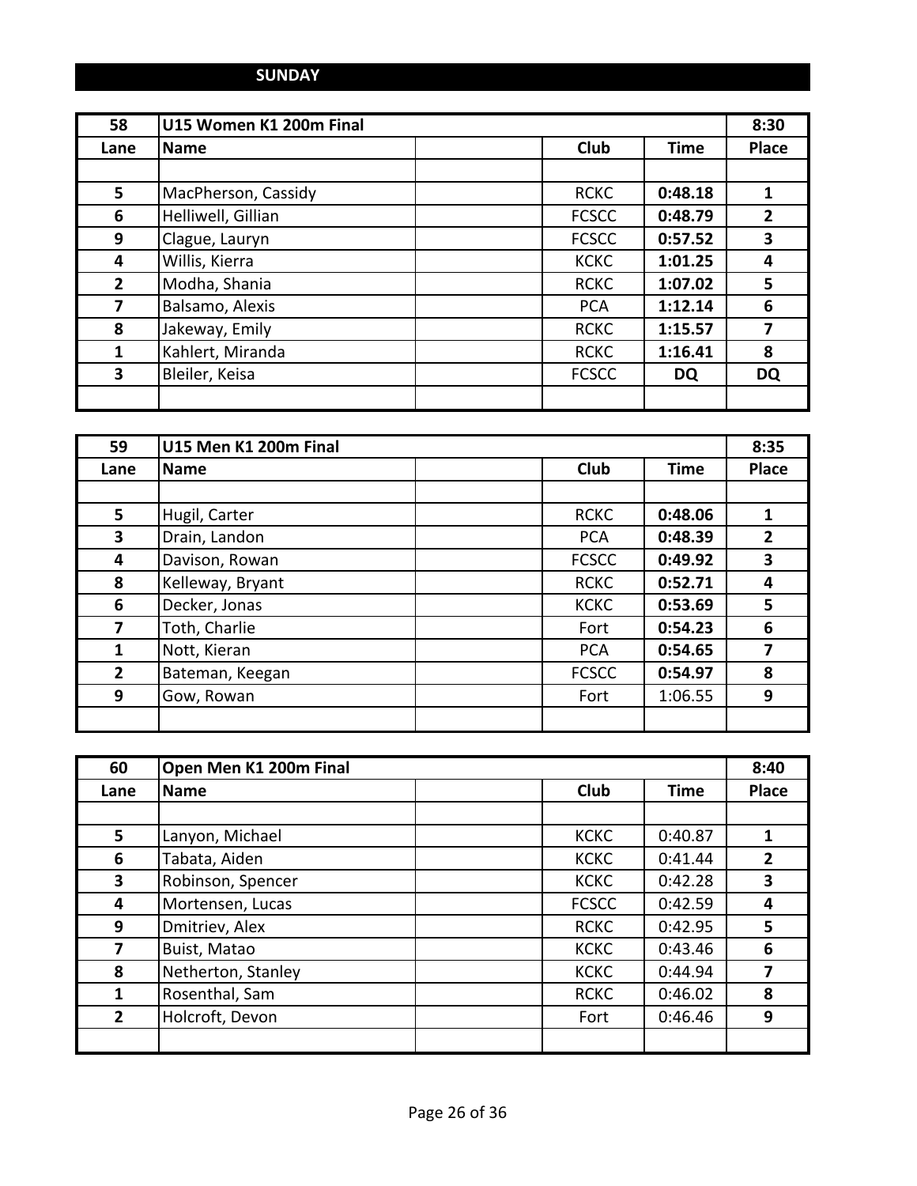## SUNDAY

| 58 | U15 Women K1 200m Final | | | | 8:30 |
|---|---|---|---|---|---|
| Lane | Name | | Club | Time | Place |
| | | | | | |
| 5 | MacPherson, Cassidy | | RCKC | **0:48.18** | **1** |
| 6 | Helliwell, Gillian | | FCSCC | **0:48.79** | **2** |
| 9 | Clague, Lauryn | | FCSCC | **0:57.52** | **3** |
| 4 | Willis, Kierra | | KCKC | **1:01.25** | **4** |
| 2 | Modha, Shania | | RCKC | **1:07.02** | **5** |
| 7 | Balsamo, Alexis | | PCA | **1:12.14** | **6** |
| 8 | Jakeway, Emily | | RCKC | **1:15.57** | **7** |
| 1 | Kahlert, Miranda | | RCKC | **1:16.41** | **8** |
| 3 | Bleiler, Keisa | | FCSCC | **DQ** | **DQ** |
| | | | | | |

| 59 | U15 Men K1 200m Final | | | | 8:35 |
|---|---|---|---|---|---|
| Lane | Name | | Club | Time | Place |
| | | | | | |
| 5 | Hugil, Carter | | RCKC | **0:48.06** | **1** |
| 3 | Drain, Landon | | PCA | **0:48.39** | **2** |
| 4 | Davison, Rowan | | FCSCC | **0:49.92** | **3** |
| 8 | Kelleway, Bryant | | RCKC | **0:52.71** | **4** |
| 6 | Decker, Jonas | | KCKC | **0:53.69** | **5** |
| 7 | Toth, Charlie | | Fort | **0:54.23** | **6** |
| 1 | Nott, Kieran | | PCA | **0:54.65** | **7** |
| 2 | Bateman, Keegan | | FCSCC | **0:54.97** | **8** |
| 9 | Gow, Rowan | | Fort | 1:06.55 | **9** |
| | | | | | |

| 60 | Open Men K1 200m Final | | | | 8:40 |
|---|---|---|---|---|---|
| Lane | Name | | Club | Time | Place |
| | | | | | |
| 5 | Lanyon, Michael | | KCKC | 0:40.87 | **1** |
| 6 | Tabata, Aiden | | KCKC | 0:41.44 | **2** |
| 3 | Robinson, Spencer | | KCKC | 0:42.28 | **3** |
| 4 | Mortensen, Lucas | | FCSCC | 0:42.59 | **4** |
| 9 | Dmitriev, Alex | | RCKC | 0:42.95 | **5** |
| 7 | Buist, Matao | | KCKC | 0:43.46 | **6** |
| 8 | Netherton, Stanley | | KCKC | 0:44.94 | **7** |
| 1 | Rosenthal, Sam | | RCKC | 0:46.02 | **8** |
| 2 | Holcroft, Devon | | Fort | 0:46.46 | **9** |
| | | | | | |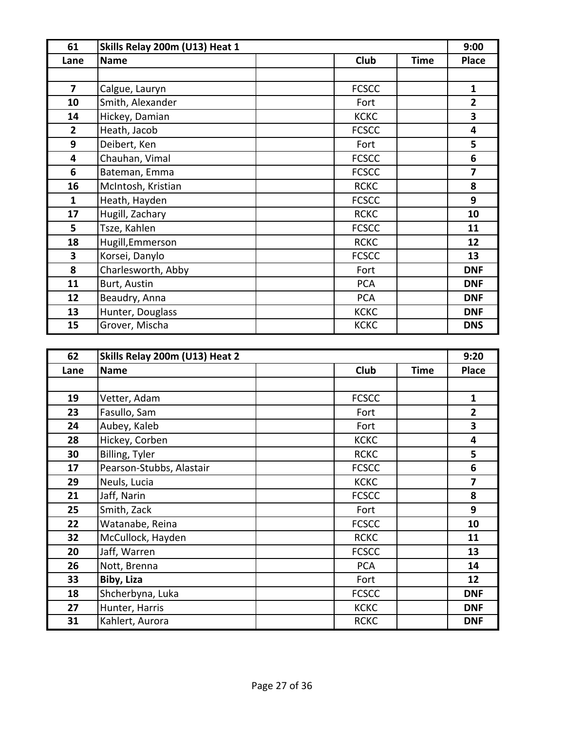| 61 | Skills Relay 200m (U13) Heat 1 | | | | 9:00 |
|---|---|---|---|---|---|
| Lane | Name | | Club | Time | Place |
| | | | | | |
| 7 | Calgue, Lauryn | | FCSCC | | 1 |
| 10 | Smith, Alexander | | Fort | | 2 |
| 14 | Hickey, Damian | | KCKC | | 3 |
| 2 | Heath, Jacob | | FCSCC | | 4 |
| 9 | Deibert, Ken | | Fort | | 5 |
| 4 | Chauhan, Vimal | | FCSCC | | 6 |
| 6 | Bateman, Emma | | FCSCC | | 7 |
| 16 | McIntosh, Kristian | | RCKC | | 8 |
| 1 | Heath, Hayden | | FCSCC | | 9 |
| 17 | Hugill, Zachary | | RCKC | | 10 |
| 5 | Tsze, Kahlen | | FCSCC | | 11 |
| 18 | Hugill,Emmerson | | RCKC | | 12 |
| 3 | Korsei, Danylo | | FCSCC | | 13 |
| 8 | Charlesworth, Abby | | Fort | | DNF |
| 11 | Burt, Austin | | PCA | | DNF |
| 12 | Beaudry, Anna | | PCA | | DNF |
| 13 | Hunter, Douglass | | KCKC | | DNF |
| 15 | Grover, Mischa | | KCKC | | DNS |

| 62 | Skills Relay 200m (U13) Heat 2 | | | | 9:20 |
|---|---|---|---|---|---|
| Lane | Name | | Club | Time | Place |
| | | | | | |
| 19 | Vetter, Adam | | FCSCC | | 1 |
| 23 | Fasullo, Sam | | Fort | | 2 |
| 24 | Aubey, Kaleb | | Fort | | 3 |
| 28 | Hickey, Corben | | KCKC | | 4 |
| 30 | Billing, Tyler | | RCKC | | 5 |
| 17 | Pearson-Stubbs, Alastair | | FCSCC | | 6 |
| 29 | Neuls, Lucia | | KCKC | | 7 |
| 21 | Jaff, Narin | | FCSCC | | 8 |
| 25 | Smith, Zack | | Fort | | 9 |
| 22 | Watanabe, Reina | | FCSCC | | 10 |
| 32 | McCullock, Hayden | | RCKC | | 11 |
| 20 | Jaff, Warren | | FCSCC | | 13 |
| 26 | Nott, Brenna | | PCA | | 14 |
| **33** | **Biby, Liza** | | Fort | | 12 |
| 18 | Shcherbyna, Luka | | FCSCC | | DNF |
| 27 | Hunter, Harris | | KCKC | | DNF |
| 31 | Kahlert, Aurora | | RCKC | | DNF |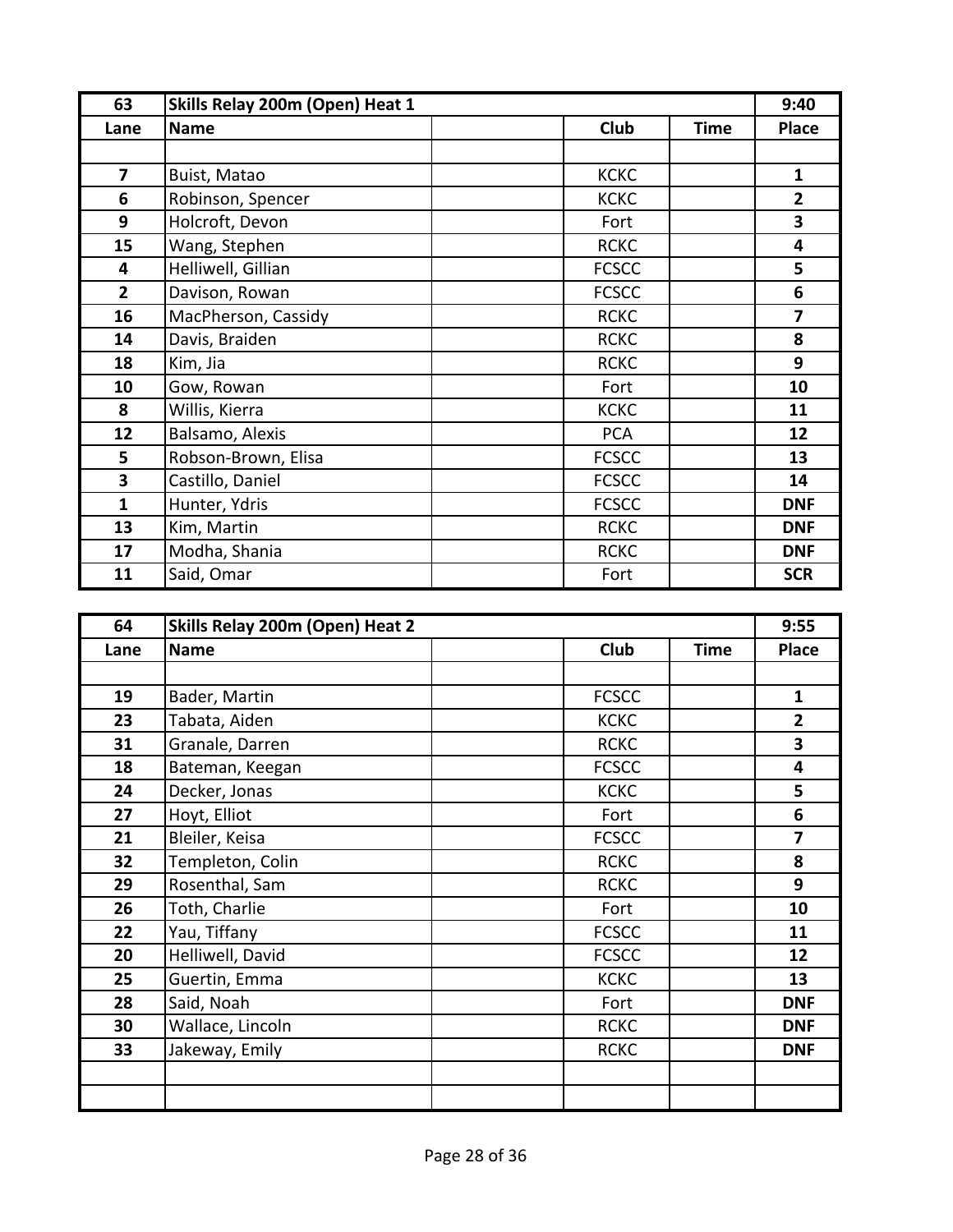| 63 | Skills Relay 200m (Open) Heat 1 | | | | 9:40 |
|---|---|---|---|---|---|
| Lane | Name | | Club | Time | Place |
| | | | | | |
| 7 | Buist, Matao | | KCKC | | 1 |
| 6 | Robinson, Spencer | | KCKC | | 2 |
| 9 | Holcroft, Devon | | Fort | | 3 |
| 15 | Wang, Stephen | | RCKC | | 4 |
| 4 | Helliwell, Gillian | | FCSCC | | 5 |
| 2 | Davison, Rowan | | FCSCC | | 6 |
| 16 | MacPherson, Cassidy | | RCKC | | 7 |
| 14 | Davis, Braiden | | RCKC | | 8 |
| 18 | Kim, Jia | | RCKC | | 9 |
| 10 | Gow, Rowan | | Fort | | 10 |
| 8 | Willis, Kierra | | KCKC | | 11 |
| 12 | Balsamo, Alexis | | PCA | | 12 |
| 5 | Robson-Brown, Elisa | | FCSCC | | 13 |
| 3 | Castillo, Daniel | | FCSCC | | 14 |
| 1 | Hunter, Ydris | | FCSCC | | DNF |
| 13 | Kim, Martin | | RCKC | | DNF |
| 17 | Modha, Shania | | RCKC | | DNF |
| 11 | Said, Omar | | Fort | | SCR |

| 64 | Skills Relay 200m (Open) Heat 2 | | | | 9:55 |
|---|---|---|---|---|---|
| Lane | Name | | Club | Time | Place |
| | | | | | |
| 19 | Bader, Martin | | FCSCC | | 1 |
| 23 | Tabata, Aiden | | KCKC | | 2 |
| 31 | Granale, Darren | | RCKC | | 3 |
| 18 | Bateman, Keegan | | FCSCC | | 4 |
| 24 | Decker, Jonas | | KCKC | | 5 |
| 27 | Hoyt, Elliot | | Fort | | 6 |
| 21 | Bleiler, Keisa | | FCSCC | | 7 |
| 32 | Templeton, Colin | | RCKC | | 8 |
| 29 | Rosenthal, Sam | | RCKC | | 9 |
| 26 | Toth, Charlie | | Fort | | 10 |
| 22 | Yau, Tiffany | | FCSCC | | 11 |
| 20 | Helliwell, David | | FCSCC | | 12 |
| 25 | Guertin, Emma | | KCKC | | 13 |
| 28 | Said, Noah | | Fort | | DNF |
| 30 | Wallace, Lincoln | | RCKC | | DNF |
| 33 | Jakeway, Emily | | RCKC | | DNF |
| | | | | | |
| | | | | | |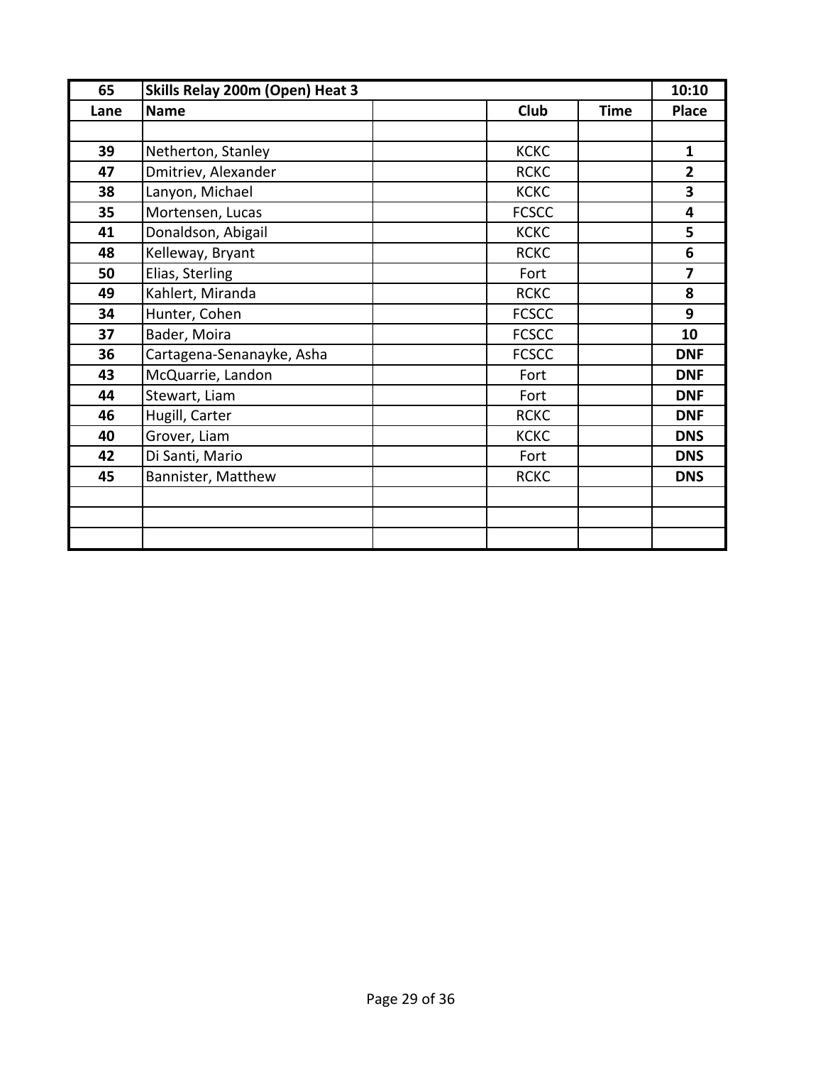| 65 | Skills Relay 200m (Open) Heat 3 | | | | 10:10 |
|---|---|---|---|---|---|
| **Lane** | **Name** | | **Club** | **Time** | **Place** |
| | | | | | |
| **39** | Netherton, Stanley | | KCKC | | **1** |
| **47** | Dmitriev, Alexander | | RCKC | | **2** |
| **38** | Lanyon, Michael | | KCKC | | **3** |
| **35** | Mortensen, Lucas | | FCSCC | | **4** |
| **41** | Donaldson, Abigail | | KCKC | | **5** |
| **48** | Kelleway, Bryant | | RCKC | | **6** |
| **50** | Elias, Sterling | | Fort | | **7** |
| **49** | Kahlert, Miranda | | RCKC | | **8** |
| **34** | Hunter, Cohen | | FCSCC | | **9** |
| **37** | Bader, Moira | | FCSCC | | **10** |
| **36** | Cartagena-Senanayke, Asha | | FCSCC | | **DNF** |
| **43** | McQuarrie, Landon | | Fort | | **DNF** |
| **44** | Stewart, Liam | | Fort | | **DNF** |
| **46** | Hugill, Carter | | RCKC | | **DNF** |
| **40** | Grover, Liam | | KCKC | | **DNS** |
| **42** | Di Santi, Mario | | Fort | | **DNS** |
| **45** | Bannister, Matthew | | RCKC | | **DNS** |
| | | | | | |
| | | | | | |
| | | | | | |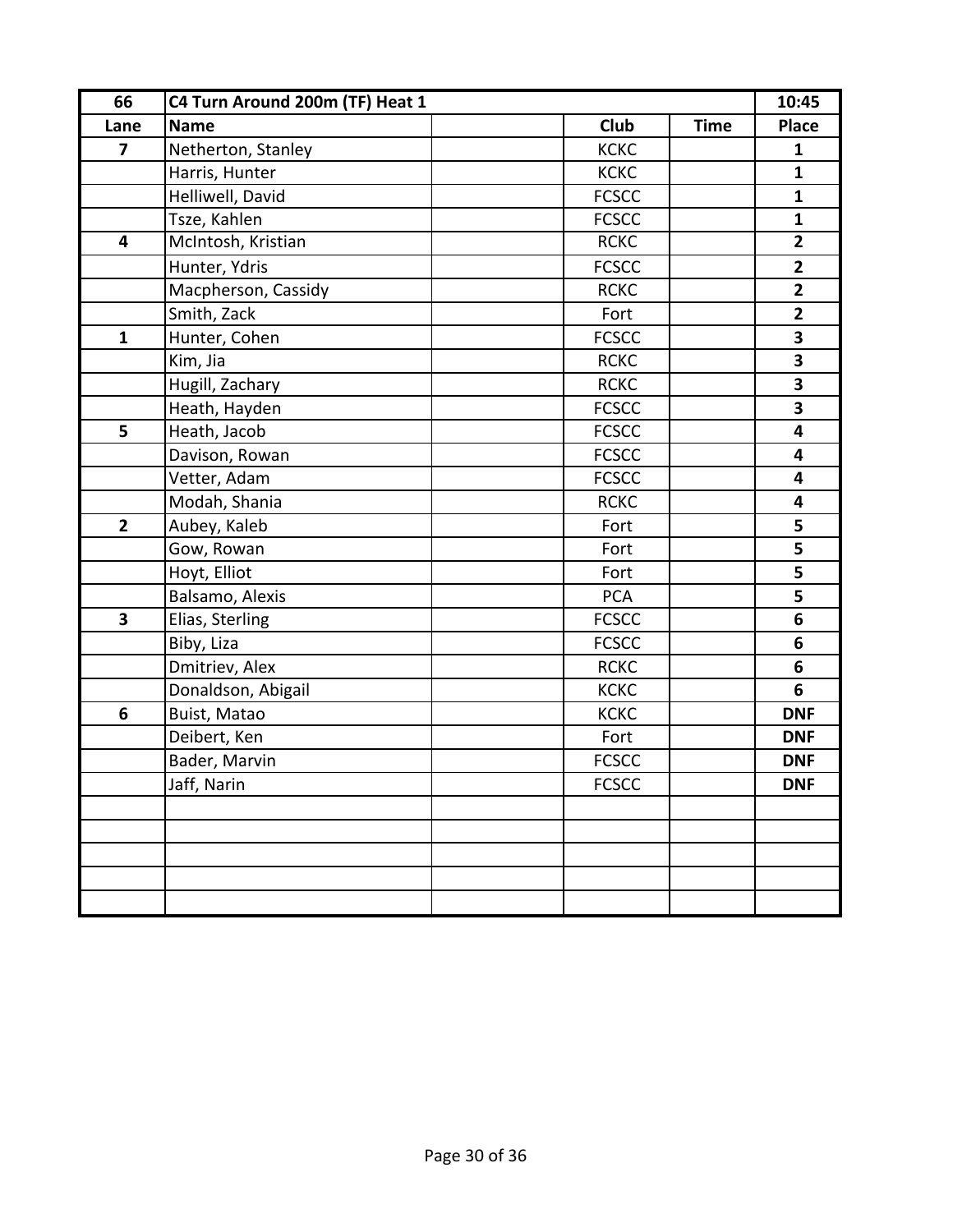| 66 | C4 Turn Around 200m (TF) Heat 1 | | | | 10:45 |
|---|---|---|---|---|---|
| Lane | Name | | Club | Time | Place |
| 7 | Netherton, Stanley | | KCKC | | 1 |
| | Harris, Hunter | | KCKC | | 1 |
| | Helliwell, David | | FCSCC | | 1 |
| | Tsze, Kahlen | | FCSCC | | 1 |
| 4 | McIntosh, Kristian | | RCKC | | 2 |
| | Hunter, Ydris | | FCSCC | | 2 |
| | Macpherson, Cassidy | | RCKC | | 2 |
| | Smith, Zack | | Fort | | 2 |
| 1 | Hunter, Cohen | | FCSCC | | 3 |
| | Kim, Jia | | RCKC | | 3 |
| | Hugill, Zachary | | RCKC | | 3 |
| | Heath, Hayden | | FCSCC | | 3 |
| 5 | Heath, Jacob | | FCSCC | | 4 |
| | Davison, Rowan | | FCSCC | | 4 |
| | Vetter, Adam | | FCSCC | | 4 |
| | Modah, Shania | | RCKC | | 4 |
| 2 | Aubey, Kaleb | | Fort | | 5 |
| | Gow, Rowan | | Fort | | 5 |
| | Hoyt, Elliot | | Fort | | 5 |
| | Balsamo, Alexis | | PCA | | 5 |
| 3 | Elias, Sterling | | FCSCC | | 6 |
| | Biby, Liza | | FCSCC | | 6 |
| | Dmitriev, Alex | | RCKC | | 6 |
| | Donaldson, Abigail | | KCKC | | 6 |
| 6 | Buist, Matao | | KCKC | | DNF |
| | Deibert, Ken | | Fort | | DNF |
| | Bader, Marvin | | FCSCC | | DNF |
| | Jaff, Narin | | FCSCC | | DNF |
| | | | | | |
| | | | | | |
| | | | | | |
| | | | | | |
| | | | | | |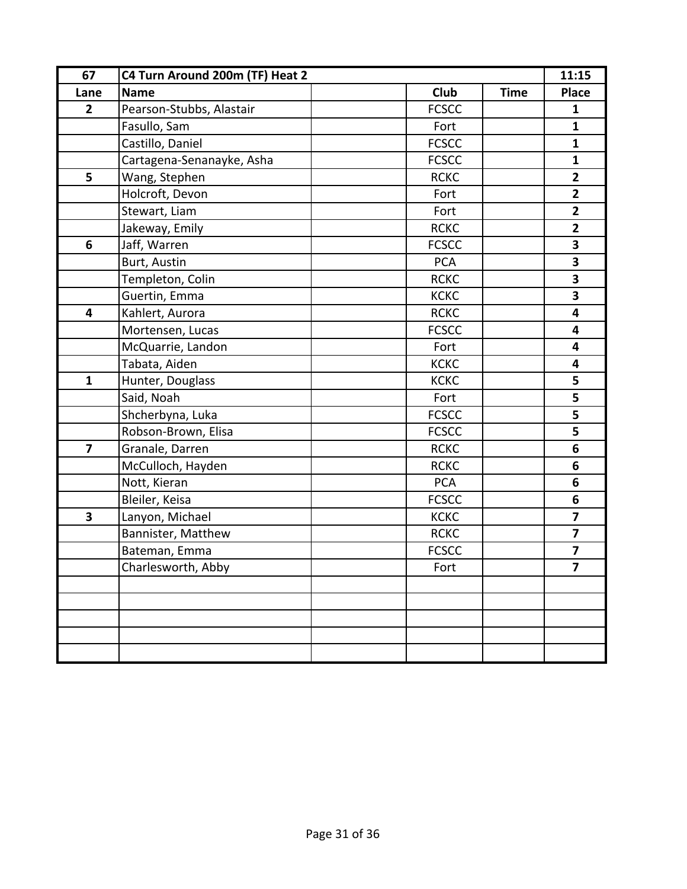| 67 | C4 Turn Around 200m (TF) Heat 2 | | | | 11:15 |
|---|---|---|---|---|---|
| **Lane** | **Name** | | **Club** | **Time** | **Place** |
| **2** | Pearson-Stubbs, Alastair | | FCSCC | | **1** |
| | Fasullo, Sam | | Fort | | **1** |
| | Castillo, Daniel | | FCSCC | | **1** |
| | Cartagena-Senanayke, Asha | | FCSCC | | **1** |
| **5** | Wang, Stephen | | RCKC | | **2** |
| | Holcroft, Devon | | Fort | | **2** |
| | Stewart, Liam | | Fort | | **2** |
| | Jakeway, Emily | | RCKC | | **2** |
| **6** | Jaff, Warren | | FCSCC | | **3** |
| | Burt, Austin | | PCA | | **3** |
| | Templeton, Colin | | RCKC | | **3** |
| | Guertin, Emma | | KCKC | | **3** |
| **4** | Kahlert, Aurora | | RCKC | | **4** |
| | Mortensen, Lucas | | FCSCC | | **4** |
| | McQuarrie, Landon | | Fort | | **4** |
| | Tabata, Aiden | | KCKC | | **4** |
| **1** | Hunter, Douglass | | KCKC | | **5** |
| | Said, Noah | | Fort | | **5** |
| | Shcherbyna, Luka | | FCSCC | | **5** |
| | Robson-Brown, Elisa | | FCSCC | | **5** |
| **7** | Granale, Darren | | RCKC | | **6** |
| | McCulloch, Hayden | | RCKC | | **6** |
| | Nott, Kieran | | PCA | | **6** |
| | Bleiler, Keisa | | FCSCC | | **6** |
| **3** | Lanyon, Michael | | KCKC | | **7** |
| | Bannister, Matthew | | RCKC | | **7** |
| | Bateman, Emma | | FCSCC | | **7** |
| | Charlesworth, Abby | | Fort | | **7** |
| | | | | | |
| | | | | | |
| | | | | | |
| | | | | | |
| | | | | | |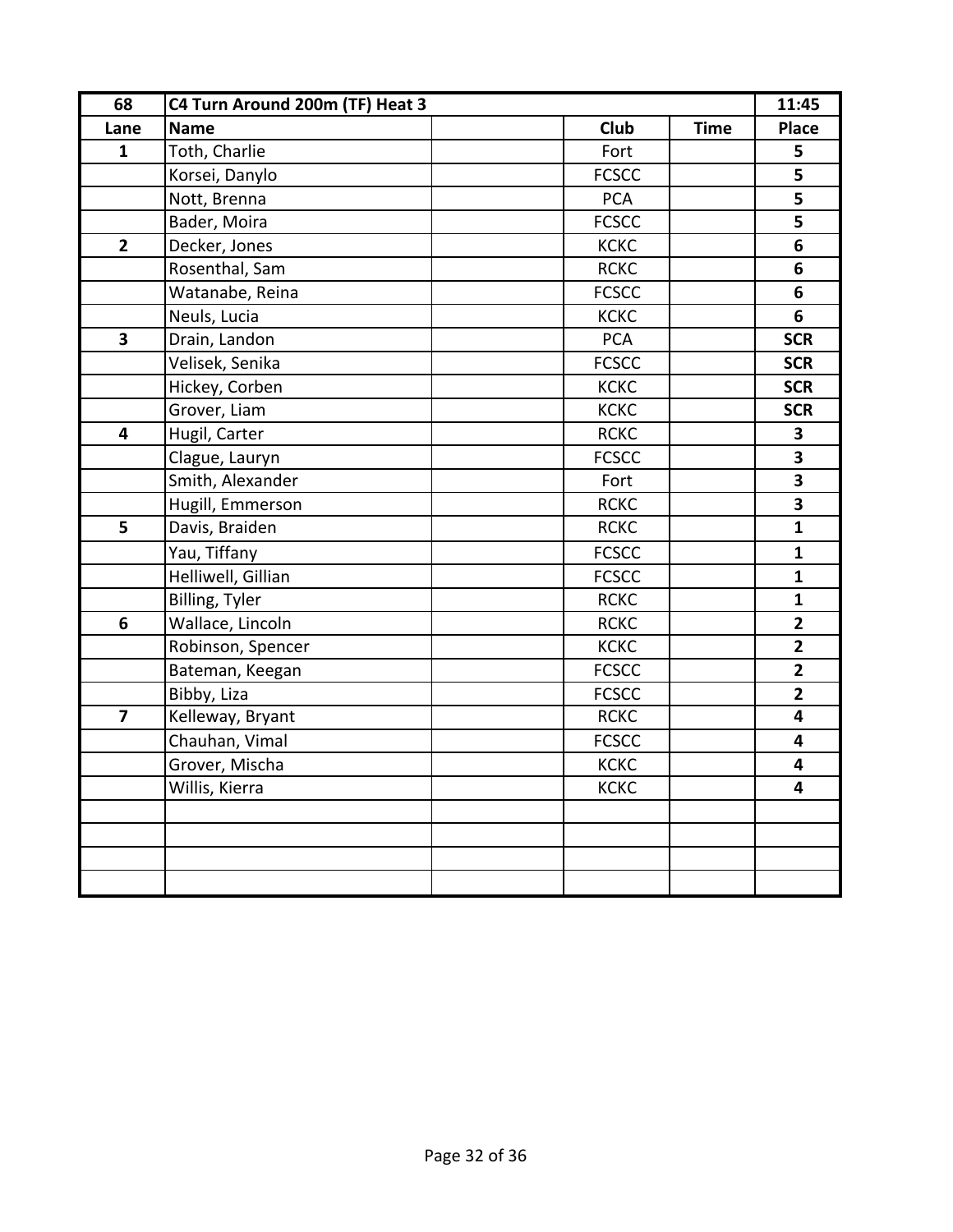| 68 | C4 Turn Around 200m (TF) Heat 3 | | | | 11:45 |
|---|---|---|---|---|---|
| **Lane** | **Name** | | **Club** | **Time** | **Place** |
| **1** | Toth, Charlie | | Fort | | **5** |
| | Korsei, Danylo | | FCSCC | | **5** |
| | Nott, Brenna | | PCA | | **5** |
| | Bader, Moira | | FCSCC | | **5** |
| **2** | Decker, Jones | | KCKC | | **6** |
| | Rosenthal, Sam | | RCKC | | **6** |
| | Watanabe, Reina | | FCSCC | | **6** |
| | Neuls, Lucia | | KCKC | | **6** |
| **3** | Drain, Landon | | PCA | | **SCR** |
| | Velisek, Senika | | FCSCC | | **SCR** |
| | Hickey, Corben | | KCKC | | **SCR** |
| | Grover, Liam | | KCKC | | **SCR** |
| **4** | Hugil, Carter | | RCKC | | **3** |
| | Clague, Lauryn | | FCSCC | | **3** |
| | Smith, Alexander | | Fort | | **3** |
| | Hugill, Emmerson | | RCKC | | **3** |
| **5** | Davis, Braiden | | RCKC | | **1** |
| | Yau, Tiffany | | FCSCC | | **1** |
| | Helliwell, Gillian | | FCSCC | | **1** |
| | Billing, Tyler | | RCKC | | **1** |
| **6** | Wallace, Lincoln | | RCKC | | **2** |
| | Robinson, Spencer | | KCKC | | **2** |
| | Bateman, Keegan | | FCSCC | | **2** |
| | Bibby, Liza | | FCSCC | | **2** |
| **7** | Kelleway, Bryant | | RCKC | | **4** |
| | Chauhan, Vimal | | FCSCC | | **4** |
| | Grover, Mischa | | KCKC | | **4** |
| | Willis, Kierra | | KCKC | | **4** |
| | | | | | |
| | | | | | |
| | | | | | |
| | | | | | |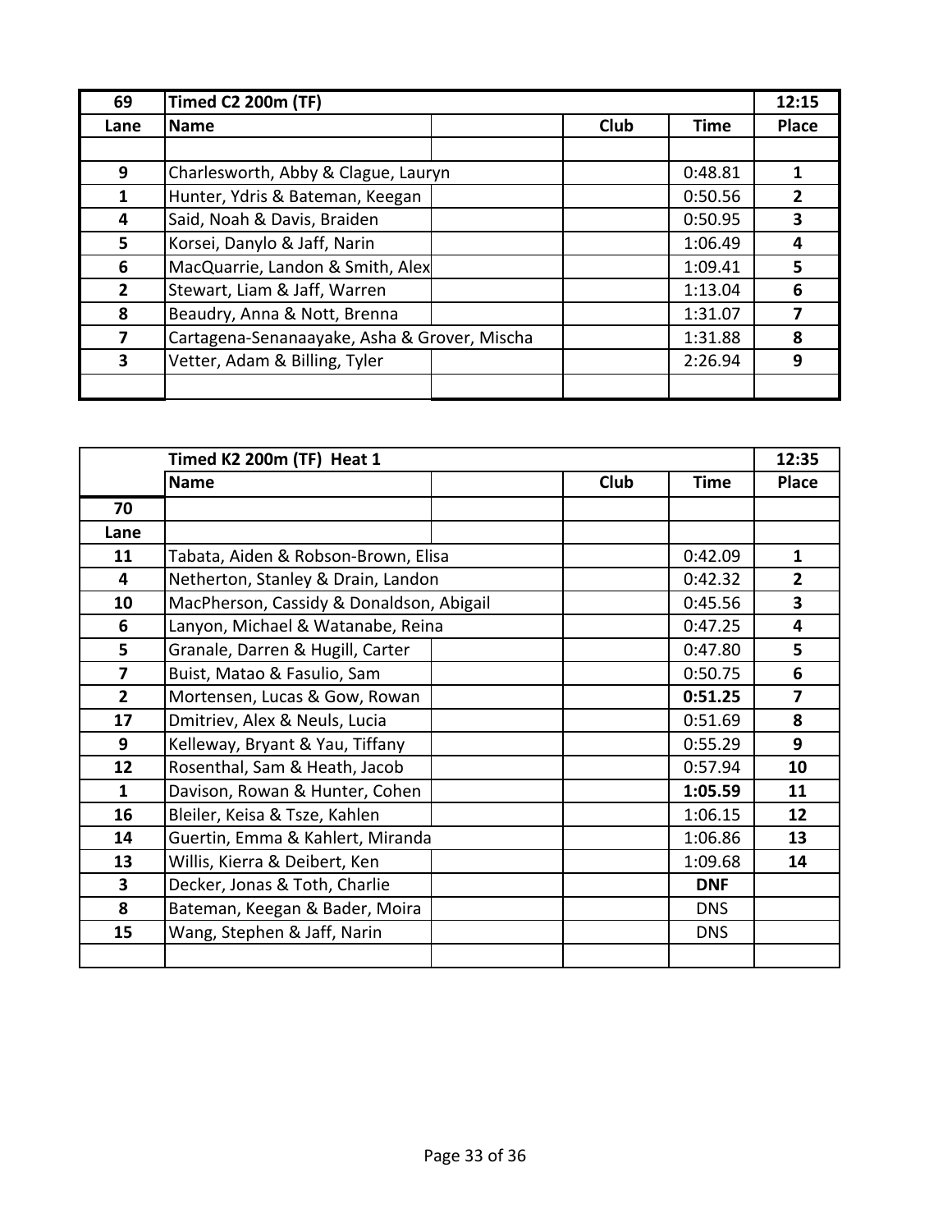| 69 | Timed C2 200m (TF) | | | | 12:15 |
|---|---|---|---|---|---|
| Lane | Name | | Club | Time | Place |
| | | | | | |
| 9 | Charlesworth, Abby & Clague, Lauryn | | | 0:48.81 | 1 |
| 1 | Hunter, Ydris & Bateman, Keegan | | | 0:50.56 | 2 |
| 4 | Said, Noah & Davis, Braiden | | | 0:50.95 | 3 |
| 5 | Korsei, Danylo & Jaff, Narin | | | 1:06.49 | 4 |
| 6 | MacQuarrie, Landon & Smith, Alex | | | 1:09.41 | 5 |
| 2 | Stewart, Liam & Jaff, Warren | | | 1:13.04 | 6 |
| 8 | Beaudry, Anna & Nott, Brenna | | | 1:31.07 | 7 |
| 7 | Cartagena-Senanaayake, Asha & Grover, Mischa | | | 1:31.88 | 8 |
| 3 | Vetter, Adam & Billing, Tyler | | | 2:26.94 | 9 |
| | | | | | |

| | Timed K2 200m (TF) Heat 1 | | | | 12:35 |
|---|---|---|---|---|---|
| | Name | | Club | Time | Place |
| 70 | | | | | |
| Lane | | | | | |
| 11 | Tabata, Aiden & Robson-Brown, Elisa | | | 0:42.09 | 1 |
| 4 | Netherton, Stanley & Drain, Landon | | | 0:42.32 | 2 |
| 10 | MacPherson, Cassidy & Donaldson, Abigail | | | 0:45.56 | 3 |
| 6 | Lanyon, Michael & Watanabe, Reina | | | 0:47.25 | 4 |
| 5 | Granale, Darren & Hugill, Carter | | | 0:47.80 | 5 |
| 7 | Buist, Matao & Fasulio, Sam | | | 0:50.75 | 6 |
| 2 | Mortensen, Lucas & Gow, Rowan | | | **0:51.25** | 7 |
| 17 | Dmitriev, Alex & Neuls, Lucia | | | 0:51.69 | 8 |
| 9 | Kelleway, Bryant & Yau, Tiffany | | | 0:55.29 | 9 |
| 12 | Rosenthal, Sam & Heath, Jacob | | | 0:57.94 | 10 |
| 1 | Davison, Rowan & Hunter, Cohen | | | **1:05.59** | 11 |
| 16 | Bleiler, Keisa & Tsze, Kahlen | | | 1:06.15 | 12 |
| 14 | Guertin, Emma & Kahlert, Miranda | | | 1:06.86 | 13 |
| 13 | Willis, Kierra & Deibert, Ken | | | 1:09.68 | 14 |
| 3 | Decker, Jonas & Toth, Charlie | | | **DNF** | |
| 8 | Bateman, Keegan & Bader, Moira | | | DNS | |
| 15 | Wang, Stephen & Jaff, Narin | | | DNS | |
| | | | | | |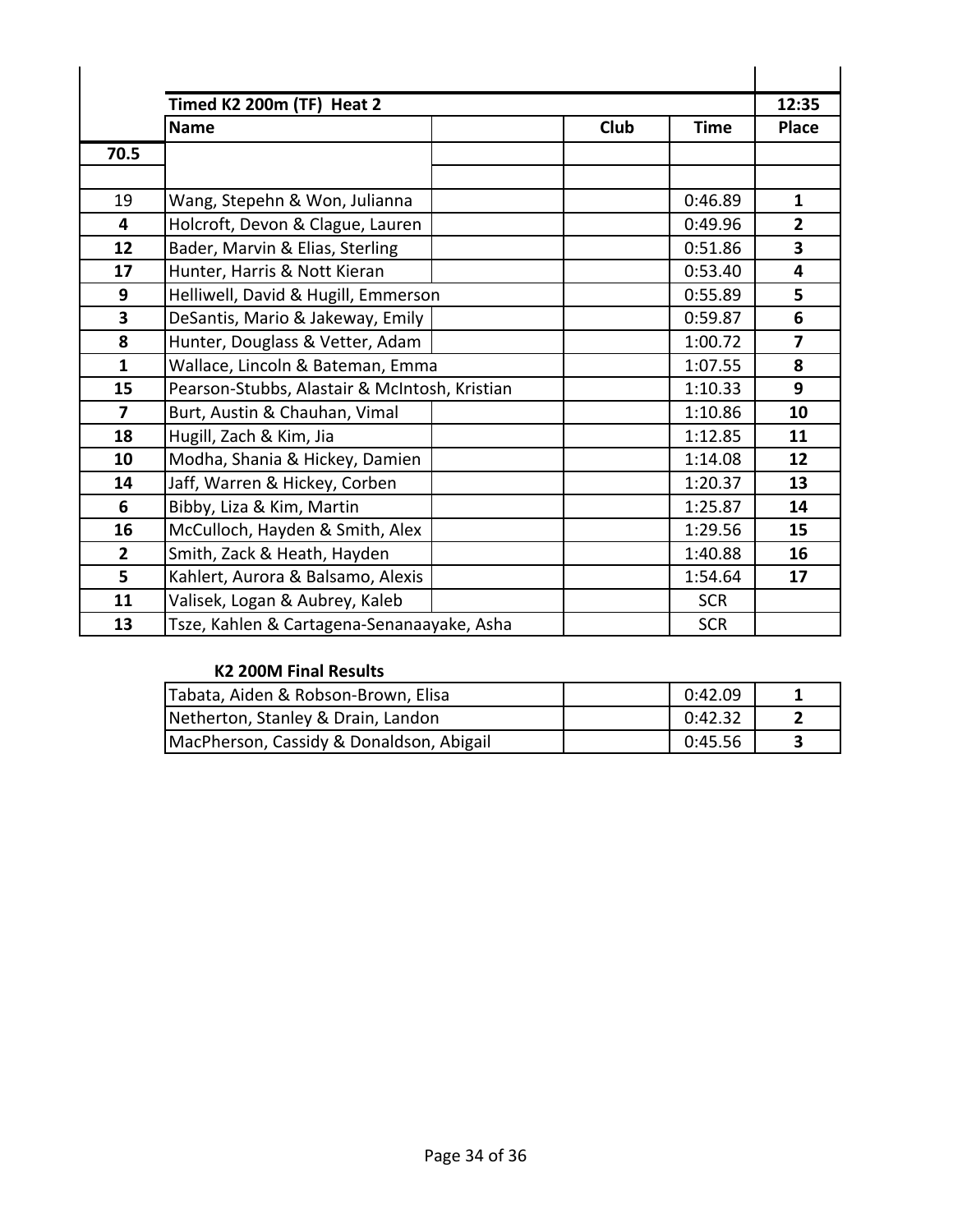| | Timed K2 200m (TF) Heat 2 | | | | 12:35 |
|---|---|---|---|---|---|
| | **Name** | | **Club** | **Time** | **Place** |
| **70.5** | | | | | |
| | | | | | |
| 19 | Wang, Stepehn & Won, Julianna | | | 0:46.89 | **1** |
| **4** | Holcroft, Devon & Clague, Lauren | | | 0:49.96 | **2** |
| **12** | Bader, Marvin & Elias, Sterling | | | 0:51.86 | **3** |
| **17** | Hunter, Harris & Nott Kieran | | | 0:53.40 | **4** |
| **9** | Helliwell, David & Hugill, Emmerson | | | 0:55.89 | **5** |
| **3** | DeSantis, Mario & Jakeway, Emily | | | 0:59.87 | **6** |
| **8** | Hunter, Douglass & Vetter, Adam | | | 1:00.72 | **7** |
| **1** | Wallace, Lincoln & Bateman, Emma | | | 1:07.55 | **8** |
| **15** | Pearson-Stubbs, Alastair & McIntosh, Kristian | | | 1:10.33 | **9** |
| **7** | Burt, Austin & Chauhan, Vimal | | | 1:10.86 | **10** |
| **18** | Hugill, Zach & Kim, Jia | | | 1:12.85 | **11** |
| **10** | Modha, Shania & Hickey, Damien | | | 1:14.08 | **12** |
| **14** | Jaff, Warren & Hickey, Corben | | | 1:20.37 | **13** |
| **6** | Bibby, Liza & Kim, Martin | | | 1:25.87 | **14** |
| **16** | McCulloch, Hayden & Smith, Alex | | | 1:29.56 | **15** |
| **2** | Smith, Zack & Heath, Hayden | | | 1:40.88 | **16** |
| **5** | Kahlert, Aurora & Balsamo, Alexis | | | 1:54.64 | **17** |
| **11** | Valisek, Logan & Aubrey, Kaleb | | | SCR | |
| **13** | Tsze, Kahlen & Cartagena-Senanaayake, Asha | | | SCR | |

**K2 200M Final Results**

| Name | Club | Time | Place |
|---|---|---|---|
| Tabata, Aiden & Robson-Brown, Elisa | | 0:42.09 | **1** |
| Netherton, Stanley & Drain, Landon | | 0:42.32 | **2** |
| MacPherson, Cassidy & Donaldson, Abigail | | 0:45.56 | **3** |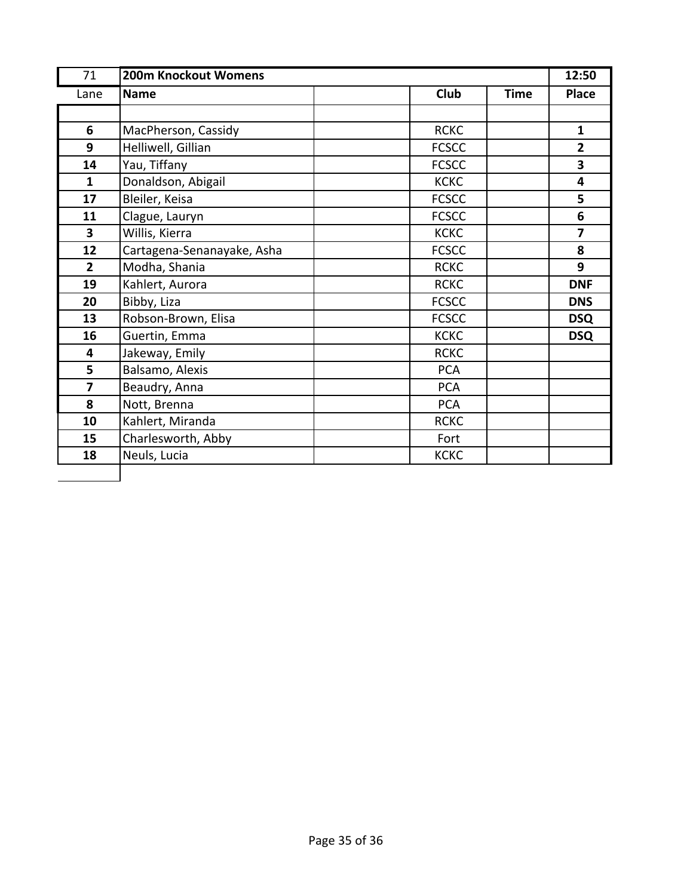| 71 | 200m Knockout Womens | | | | 12:50 |
|---|---|---|---|---|---|
| Lane | Name | | Club | Time | Place |
| | | | | | |
| 6 | MacPherson, Cassidy | | RCKC | | 1 |
| 9 | Helliwell, Gillian | | FCSCC | | 2 |
| 14 | Yau, Tiffany | | FCSCC | | 3 |
| 1 | Donaldson, Abigail | | KCKC | | 4 |
| 17 | Bleiler, Keisa | | FCSCC | | 5 |
| 11 | Clague, Lauryn | | FCSCC | | 6 |
| 3 | Willis, Kierra | | KCKC | | 7 |
| 12 | Cartagena-Senanayake, Asha | | FCSCC | | 8 |
| 2 | Modha, Shania | | RCKC | | 9 |
| 19 | Kahlert, Aurora | | RCKC | | DNF |
| 20 | Bibby, Liza | | FCSCC | | DNS |
| 13 | Robson-Brown, Elisa | | FCSCC | | DSQ |
| 16 | Guertin, Emma | | KCKC | | DSQ |
| 4 | Jakeway, Emily | | RCKC | | |
| 5 | Balsamo, Alexis | | PCA | | |
| 7 | Beaudry, Anna | | PCA | | |
| 8 | Nott, Brenna | | PCA | | |
| 10 | Kahlert, Miranda | | RCKC | | |
| 15 | Charlesworth, Abby | | Fort | | |
| 18 | Neuls, Lucia | | KCKC | | |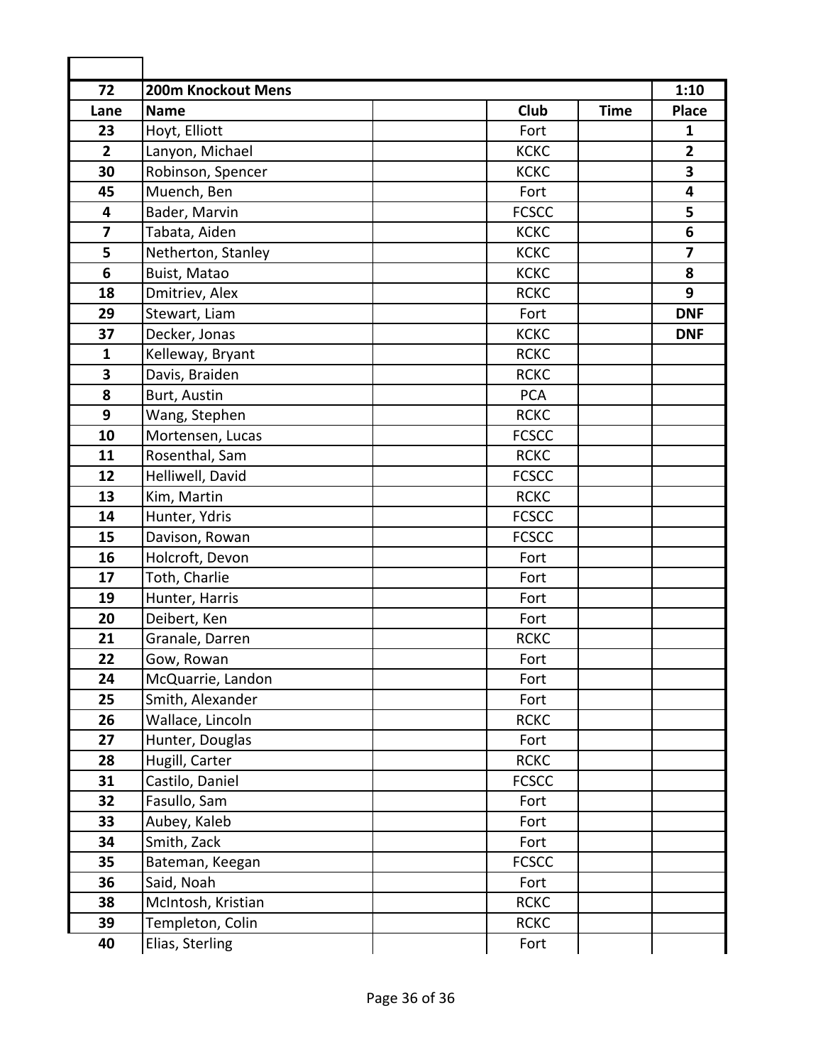| | | | | | |
|---|---|---|---|---|---|
| **72** | **200m Knockout Mens** | | | | **1:10** |
| **Lane** | **Name** | | **Club** | **Time** | **Place** |
| **23** | Hoyt, Elliott | | Fort | | **1** |
| **2** | Lanyon, Michael | | KCKC | | **2** |
| **30** | Robinson, Spencer | | KCKC | | **3** |
| **45** | Muench, Ben | | Fort | | **4** |
| **4** | Bader, Marvin | | FCSCC | | **5** |
| **7** | Tabata, Aiden | | KCKC | | **6** |
| **5** | Netherton, Stanley | | KCKC | | **7** |
| **6** | Buist, Matao | | KCKC | | **8** |
| **18** | Dmitriev, Alex | | RCKC | | **9** |
| **29** | Stewart, Liam | | Fort | | **DNF** |
| **37** | Decker, Jonas | | KCKC | | **DNF** |
| **1** | Kelleway, Bryant | | RCKC | | |
| **3** | Davis, Braiden | | RCKC | | |
| **8** | Burt, Austin | | PCA | | |
| **9** | Wang, Stephen | | RCKC | | |
| **10** | Mortensen, Lucas | | FCSCC | | |
| **11** | Rosenthal, Sam | | RCKC | | |
| **12** | Helliwell, David | | FCSCC | | |
| **13** | Kim, Martin | | RCKC | | |
| **14** | Hunter, Ydris | | FCSCC | | |
| **15** | Davison, Rowan | | FCSCC | | |
| **16** | Holcroft, Devon | | Fort | | |
| **17** | Toth, Charlie | | Fort | | |
| **19** | Hunter, Harris | | Fort | | |
| **20** | Deibert, Ken | | Fort | | |
| **21** | Granale, Darren | | RCKC | | |
| **22** | Gow, Rowan | | Fort | | |
| **24** | McQuarrie, Landon | | Fort | | |
| **25** | Smith, Alexander | | Fort | | |
| **26** | Wallace, Lincoln | | RCKC | | |
| **27** | Hunter, Douglas | | Fort | | |
| **28** | Hugill, Carter | | RCKC | | |
| **31** | Castilo, Daniel | | FCSCC | | |
| **32** | Fasullo, Sam | | Fort | | |
| **33** | Aubey, Kaleb | | Fort | | |
| **34** | Smith, Zack | | Fort | | |
| **35** | Bateman, Keegan | | FCSCC | | |
| **36** | Said, Noah | | Fort | | |
| **38** | McIntosh, Kristian | | RCKC | | |
| **39** | Templeton, Colin | | RCKC | | |
| **40** | Elias, Sterling | | Fort | | |